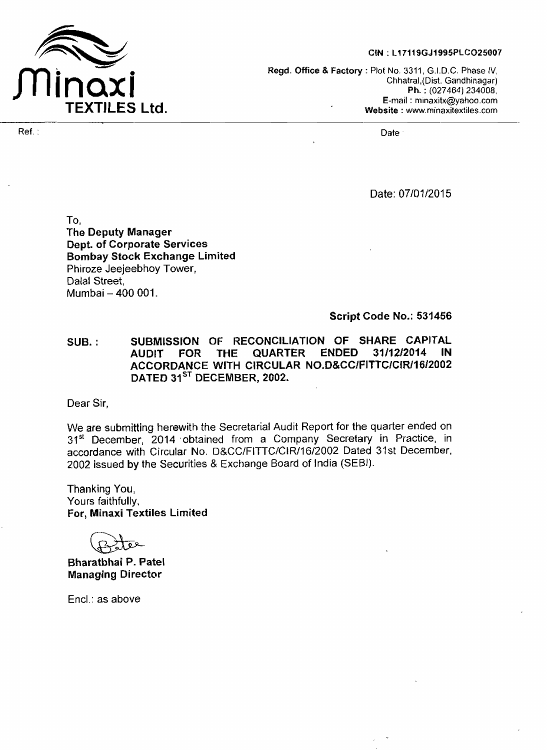# Minaxi TEXTILES Ltd.

CIN : L17119GJ1995PLC025007

Regd. Office & Factory : Plot No. 3311, G.I.D.C. Phase IV, Chhatral,(Dist. Gandhinagar)
Ph. : (027464) 234008,
E-mail : minaxitx@yahoo.com
Website : www.minaxitextiles.com

Ref. :

Date

Date: 07/01/2015

To,
**The Deputy Manager**
**Dept. of Corporate Services**
**Bombay Stock Exchange Limited**
Phiroze Jeejeebhoy Tower,
Dalal Street,
Mumbai – 400 001.

**Script Code No.: 531456**

**SUB. : SUBMISSION OF RECONCILIATION OF SHARE CAPITAL AUDIT FOR THE QUARTER ENDED 31/12/2014 IN ACCORDANCE WITH CIRCULAR NO.D&CC/FITTC/CIR/16/2002 DATED 31ST DECEMBER, 2002.**

Dear Sir,

We are submitting herewith the Secretarial Audit Report for the quarter ended on 31st December, 2014 obtained from a Company Secretary in Practice, in accordance with Circular No. D&CC/FITTC/CIR/16/2002 Dated 31st December, 2002 issued by the Securities & Exchange Board of India (SEBI).

Thanking You,
Yours faithfully,
**For, Minaxi Textiles Limited**

**Bharatbhai P. Patel**
**Managing Director**

Encl.: as above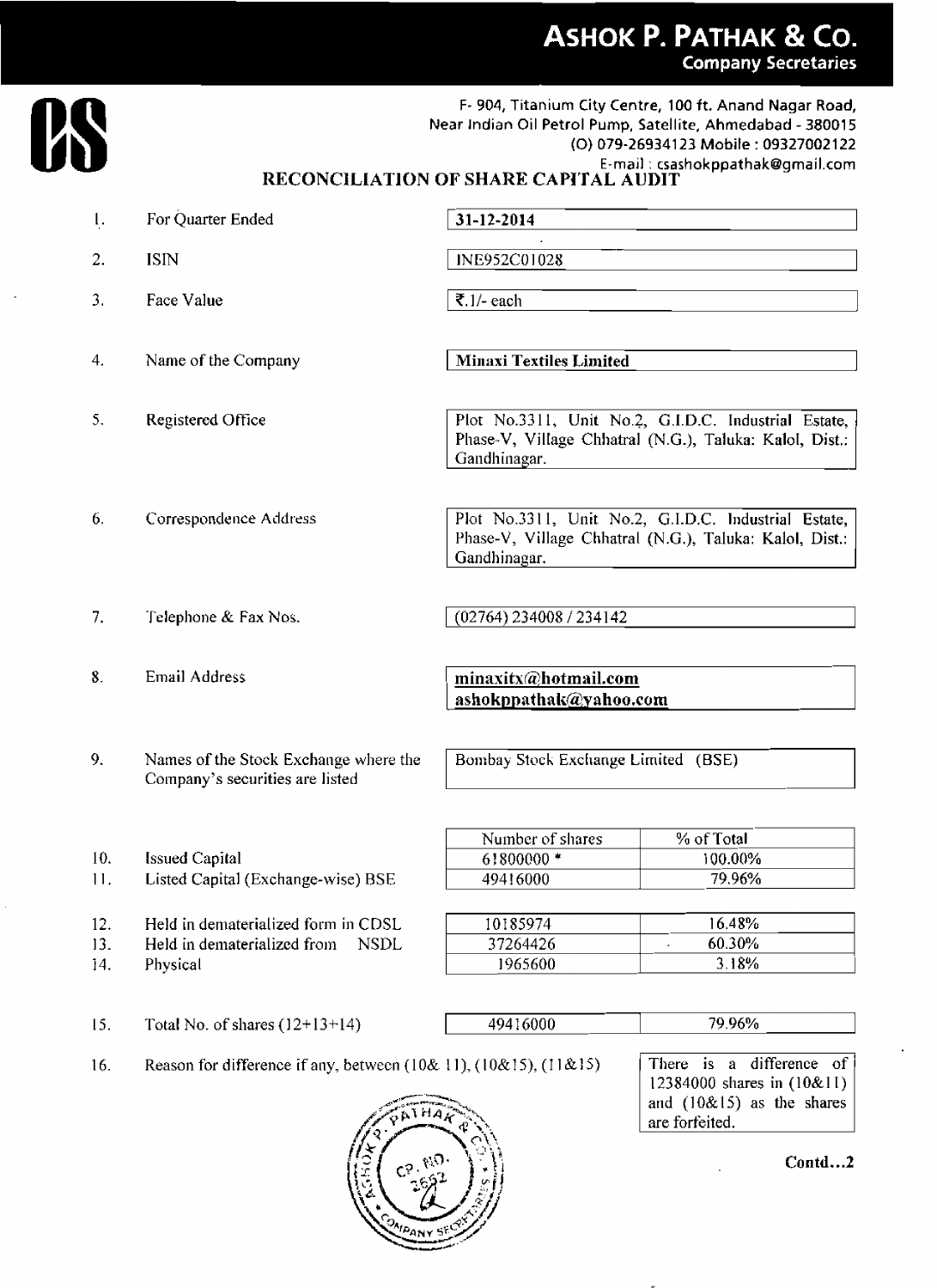# ASHOK P. PATHAK & CO.

**Company Secretaries**

F- 904, Titanium City Centre, 100 ft. Anand Nagar Road, Near Indian Oil Petrol Pump, Satellite, Ahmedabad - 380015
(O) 079-26934123 Mobile : 09327002122
E-mail : csashokppathak@gmail.com

## RECONCILIATION OF SHARE CAPITAL AUDIT

| | | |
|---|---|---|
| 1. | For Quarter Ended | **31-12-2014** |
| 2. | ISIN | INE952C01028 |
| 3. | Face Value | ₹.1/- each |
| 4. | Name of the Company | **Minaxi Textiles Limited** |
| 5. | Registered Office | Plot No.3311, Unit No.2, G.I.D.C. Industrial Estate, Phase-V, Village Chhatral (N.G.), Taluka: Kalol, Dist.: Gandhinagar. |
| 6. | Correspondence Address | Plot No.3311, Unit No.2, G.I.D.C. Industrial Estate, Phase-V, Village Chhatral (N.G.), Taluka: Kalol, Dist.: Gandhinagar. |
| 7. | Telephone & Fax Nos. | (02764) 234008 / 234142 |
| 8. | Email Address | **minaxitx@hotmail.com** **ashokppathak@yahoo.com** |
| 9. | Names of the Stock Exchange where the Company's securities are listed | Bombay Stock Exchange Limited (BSE) |

| | | Number of shares | % of Total |
|---|---|---|---|
| 10. | Issued Capital | 61800000 * | 100.00% |
| 11. | Listed Capital (Exchange-wise) BSE | 49416000 | 79.96% |
| 12. | Held in dematerialized form in CDSL | 10185974 | 16.48% |
| 13. | Held in dematerialized from NSDL | 37264426 | 60.30% |
| 14. | Physical | 1965600 | 3.18% |
| 15. | Total No. of shares (12+13+14) | 49416000 | 79.96% |

16. Reason for difference if any, between (10& 11), (10&15), (11&15)

There is a difference of 12384000 shares in (10&11) and (10&15) as the shares are forfeited.

**Contd...2**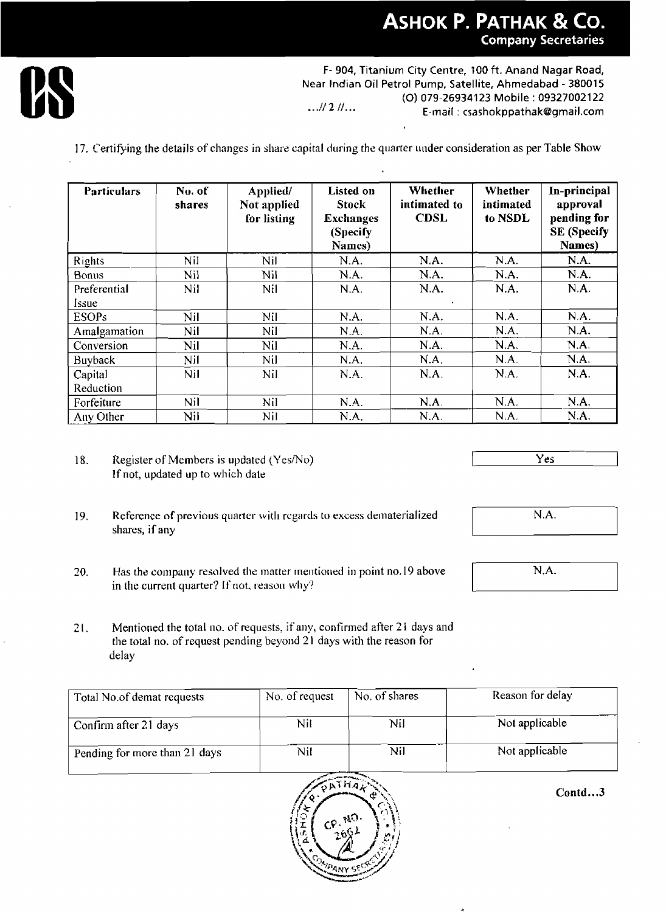# ASHOK P. PATHAK & CO.
**Company Secretaries**

F- 904, Titanium City Centre, 100 ft. Anand Nagar Road, Near Indian Oil Petrol Pump, Satellite, Ahmedabad - 380015
(O) 079-26934123 Mobile : 09327002122
E-mail : csashokppathak@gmail.com

...// 2 //...

17. Certifying the details of changes in share capital during the quarter under consideration as per Table Show

| Particulars | No. of shares | Applied/ Not applied for listing | Listed on Stock Exchanges (Specify Names) | Whether intimated to CDSL | Whether intimated to NSDL | In-principal approval pending for SE (Specify Names) |
|---|---|---|---|---|---|---|
| Rights | Nil | Nil | N.A. | N.A. | N.A. | N.A. |
| Bonus | Nil | Nil | N.A. | N.A. | N.A. | N.A. |
| Preferential Issue | Nil | Nil | N.A. | N.A. | N.A. | N.A. |
| ESOPs | Nil | Nil | N.A. | N.A. | N.A. | N.A. |
| Amalgamation | Nil | Nil | N.A. | N.A. | N.A. | N.A. |
| Conversion | Nil | Nil | N.A. | N.A. | N.A. | N.A. |
| Buyback | Nil | Nil | N.A. | N.A. | N.A. | N.A. |
| Capital Reduction | Nil | Nil | N.A. | N.A. | N.A. | N.A. |
| Forfeiture | Nil | Nil | N.A. | N.A. | N.A. | N.A. |
| Any Other | Nil | Nil | N.A. | N.A. | N.A. | N.A. |

18. Register of Members is updated (Yes/No) If not, updated up to which date — Yes

19. Reference of previous quarter with regards to excess dematerialized shares, if any — N.A.

20. Has the company resolved the matter mentioned in point no.19 above in the current quarter? If not, reason why? — N.A.

21. Mentioned the total no. of requests, if any, confirmed after 21 days and the total no. of request pending beyond 21 days with the reason for delay

| Total No.of demat requests | No. of request | No. of shares | Reason for delay |
|---|---|---|---|
| Confirm after 21 days | Nil | Nil | Not applicable |
| Pending for more than 21 days | Nil | Nil | Not applicable |

Contd...3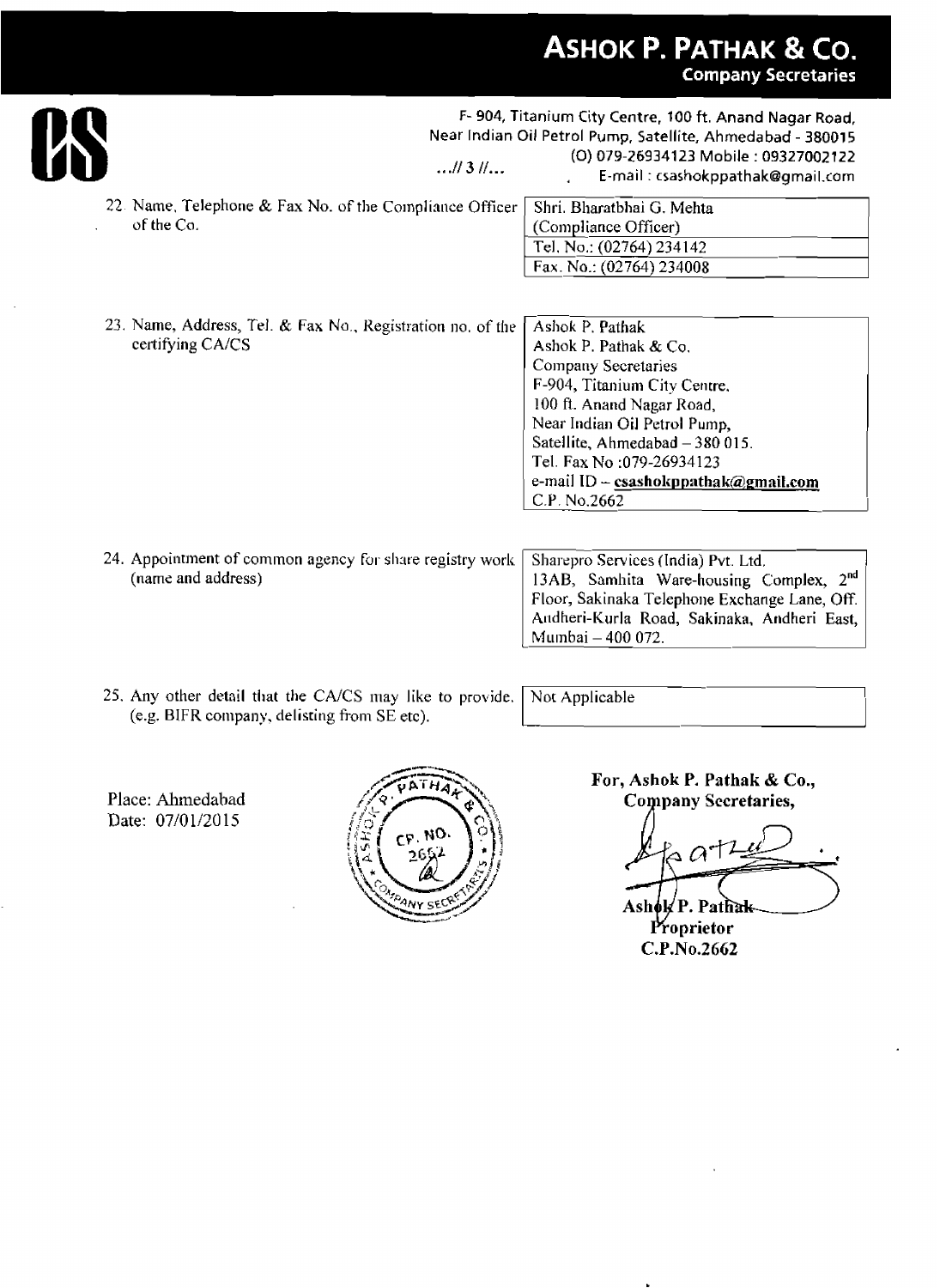# ASHOK P. PATHAK & CO.

**Company Secretaries**

F- 904, Titanium City Centre, 100 ft. Anand Nagar Road,
Near Indian Oil Petrol Pump, Satellite, Ahmedabad - 380015
(O) 079-26934123 Mobile : 09327002122
E-mail : csashokppathak@gmail.com

...// 3 //...

| | |
|---|---|
| 22. Name, Telephone & Fax No. of the Compliance Officer of the Co. | Shri. Bharatbhai G. Mehta (Compliance Officer)<br>Tel. No.: (02764) 234142<br>Fax. No.: (02764) 234008 |
| 23. Name, Address, Tel. & Fax No., Registration no. of the certifying CA/CS | Ashok P. Pathak<br>Ashok P. Pathak & Co.<br>Company Secretaries<br>F-904, Titanium City Centre,<br>100 ft. Anand Nagar Road,<br>Near Indian Oil Petrol Pump,<br>Satellite, Ahmedabad – 380 015.<br>Tel. Fax No :079-26934123<br>e-mail ID – **csashokppathak@gmail.com**<br>C.P. No.2662 |
| 24. Appointment of common agency for share registry work (name and address) | Sharepro Services (India) Pvt. Ltd.<br>13AB, Samhita Ware-housing Complex, 2nd Floor, Sakinaka Telephone Exchange Lane, Off. Andheri-Kurla Road, Sakinaka, Andheri East, Mumbai – 400 072. |
| 25. Any other detail that the CA/CS may like to provide. (e.g. BIFR company, delisting from SE etc). | Not Applicable |

Place: Ahmedabad
Date: 07/01/2015

**For, Ashok P. Pathak & Co.,**
**Company Secretaries,**

**Ashok P. Pathak**
**Proprietor**
**C.P.No.2662**